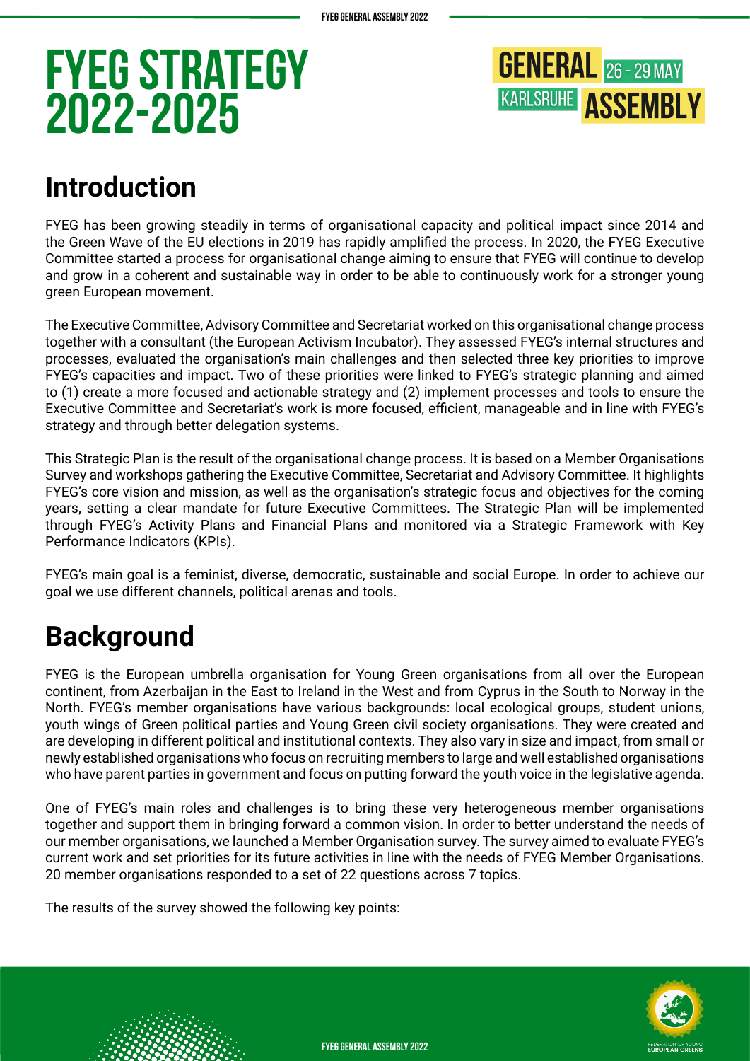# FYEG STRATEGY 2022-2025

GENERAL ASSEMBLY
26 - 29 MAY
KARLSRUHE

## Introduction

FYEG has been growing steadily in terms of organisational capacity and political impact since 2014 and the Green Wave of the EU elections in 2019 has rapidly amplified the process. In 2020, the FYEG Executive Committee started a process for organisational change aiming to ensure that FYEG will continue to develop and grow in a coherent and sustainable way in order to be able to continuously work for a stronger young green European movement.

The Executive Committee, Advisory Committee and Secretariat worked on this organisational change process together with a consultant (the European Activism Incubator). They assessed FYEG's internal structures and processes, evaluated the organisation's main challenges and then selected three key priorities to improve FYEG's capacities and impact. Two of these priorities were linked to FYEG's strategic planning and aimed to (1) create a more focused and actionable strategy and (2) implement processes and tools to ensure the Executive Committee and Secretariat's work is more focused, efficient, manageable and in line with FYEG's strategy and through better delegation systems.

This Strategic Plan is the result of the organisational change process. It is based on a Member Organisations Survey and workshops gathering the Executive Committee, Secretariat and Advisory Committee. It highlights FYEG's core vision and mission, as well as the organisation's strategic focus and objectives for the coming years, setting a clear mandate for future Executive Committees. The Strategic Plan will be implemented through FYEG's Activity Plans and Financial Plans and monitored via a Strategic Framework with Key Performance Indicators (KPIs).

FYEG's main goal is a feminist, diverse, democratic, sustainable and social Europe. In order to achieve our goal we use different channels, political arenas and tools.

## Background

FYEG is the European umbrella organisation for Young Green organisations from all over the European continent, from Azerbaijan in the East to Ireland in the West and from Cyprus in the South to Norway in the North. FYEG's member organisations have various backgrounds: local ecological groups, student unions, youth wings of Green political parties and Young Green civil society organisations. They were created and are developing in different political and institutional contexts. They also vary in size and impact, from small or newly established organisations who focus on recruiting members to large and well established organisations who have parent parties in government and focus on putting forward the youth voice in the legislative agenda.

One of FYEG's main roles and challenges is to bring these very heterogeneous member organisations together and support them in bringing forward a common vision. In order to better understand the needs of our member organisations, we launched a Member Organisation survey. The survey aimed to evaluate FYEG's current work and set priorities for its future activities in line with the needs of FYEG Member Organisations. 20 member organisations responded to a set of 22 questions across 7 topics.

The results of the survey showed the following key points: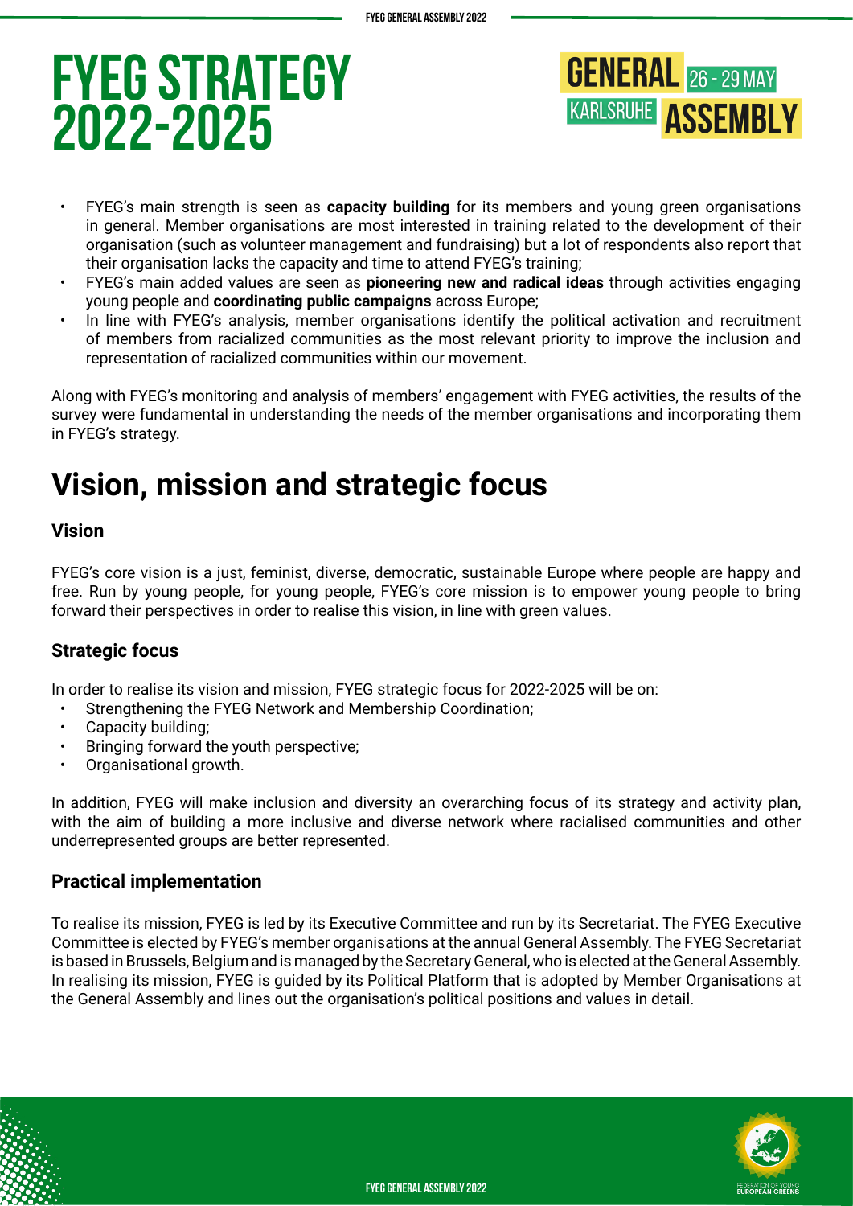# FYEG STRATEGY 2022-2025

GENERAL 26 - 29 MAY KARLSRUHE ASSEMBLY

- FYEG's main strength is seen as **capacity building** for its members and young green organisations in general. Member organisations are most interested in training related to the development of their organisation (such as volunteer management and fundraising) but a lot of respondents also report that their organisation lacks the capacity and time to attend FYEG's training;
- FYEG's main added values are seen as **pioneering new and radical ideas** through activities engaging young people and **coordinating public campaigns** across Europe;
- In line with FYEG's analysis, member organisations identify the political activation and recruitment of members from racialized communities as the most relevant priority to improve the inclusion and representation of racialized communities within our movement.

Along with FYEG's monitoring and analysis of members' engagement with FYEG activities, the results of the survey were fundamental in understanding the needs of the member organisations and incorporating them in FYEG's strategy.

## Vision, mission and strategic focus

### Vision

FYEG's core vision is a just, feminist, diverse, democratic, sustainable Europe where people are happy and free. Run by young people, for young people, FYEG's core mission is to empower young people to bring forward their perspectives in order to realise this vision, in line with green values.

### Strategic focus

In order to realise its vision and mission, FYEG strategic focus for 2022-2025 will be on:

- Strengthening the FYEG Network and Membership Coordination;
- Capacity building;
- Bringing forward the youth perspective;
- Organisational growth.

In addition, FYEG will make inclusion and diversity an overarching focus of its strategy and activity plan, with the aim of building a more inclusive and diverse network where racialised communities and other underrepresented groups are better represented.

### Practical implementation

To realise its mission, FYEG is led by its Executive Committee and run by its Secretariat. The FYEG Executive Committee is elected by FYEG's member organisations at the annual General Assembly. The FYEG Secretariat is based in Brussels, Belgium and is managed by the Secretary General, who is elected at the General Assembly. In realising its mission, FYEG is guided by its Political Platform that is adopted by Member Organisations at the General Assembly and lines out the organisation's political positions and values in detail.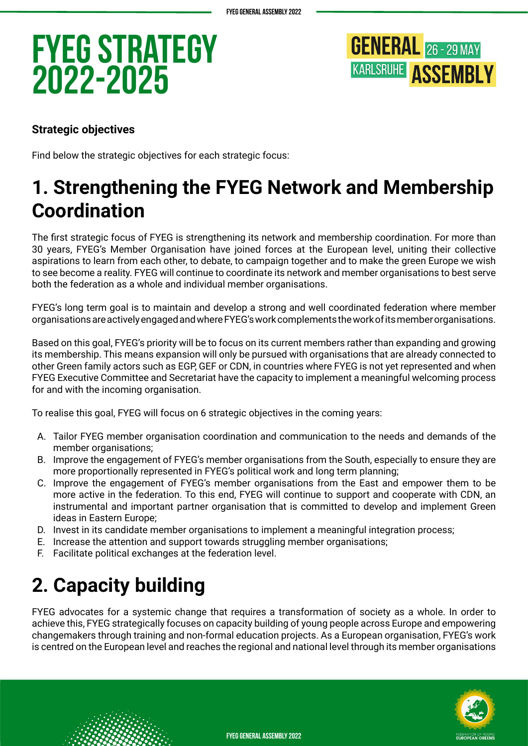# FYEG STRATEGY 2022-2025

GENERAL ASSEMBLY 26 - 29 MAY KARLSRUHE

**Strategic objectives**

Find below the strategic objectives for each strategic focus:

## 1. Strengthening the FYEG Network and Membership Coordination

The first strategic focus of FYEG is strengthening its network and membership coordination. For more than 30 years, FYEG's Member Organisation have joined forces at the European level, uniting their collective aspirations to learn from each other, to debate, to campaign together and to make the green Europe we wish to see become a reality. FYEG will continue to coordinate its network and member organisations to best serve both the federation as a whole and individual member organisations.

FYEG's long term goal is to maintain and develop a strong and well coordinated federation where member organisations are actively engaged and where FYEG's work complements the work of its member organisations.

Based on this goal, FYEG's priority will be to focus on its current members rather than expanding and growing its membership. This means expansion will only be pursued with organisations that are already connected to other Green family actors such as EGP, GEF or CDN, in countries where FYEG is not yet represented and when FYEG Executive Committee and Secretariat have the capacity to implement a meaningful welcoming process for and with the incoming organisation.

To realise this goal, FYEG will focus on 6 strategic objectives in the coming years:

A. Tailor FYEG member organisation coordination and communication to the needs and demands of the member organisations;
B. Improve the engagement of FYEG's member organisations from the South, especially to ensure they are more proportionally represented in FYEG's political work and long term planning;
C. Improve the engagement of FYEG's member organisations from the East and empower them to be more active in the federation. To this end, FYEG will continue to support and cooperate with CDN, an instrumental and important partner organisation that is committed to develop and implement Green ideas in Eastern Europe;
D. Invest in its candidate member organisations to implement a meaningful integration process;
E. Increase the attention and support towards struggling member organisations;
F. Facilitate political exchanges at the federation level.

## 2. Capacity building

FYEG advocates for a systemic change that requires a transformation of society as a whole. In order to achieve this, FYEG strategically focuses on capacity building of young people across Europe and empowering changemakers through training and non-formal education projects. As a European organisation, FYEG's work is centred on the European level and reaches the regional and national level through its member organisations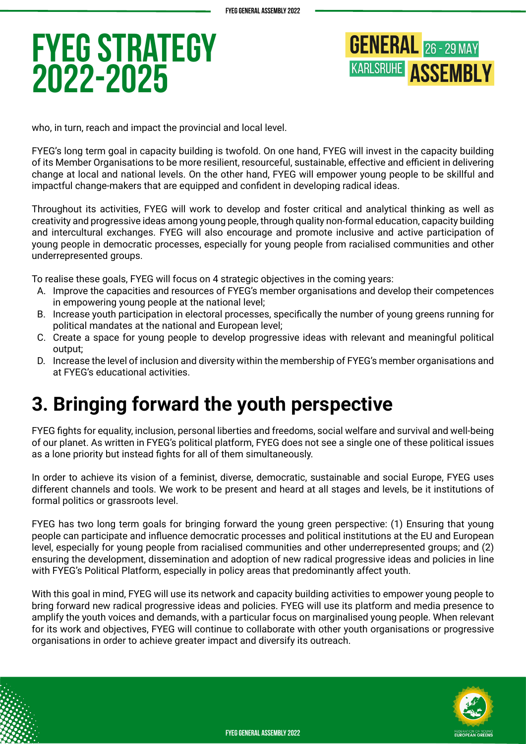who, in turn, reach and impact the provincial and local level.

FYEG's long term goal in capacity building is twofold. On one hand, FYEG will invest in the capacity building of its Member Organisations to be more resilient, resourceful, sustainable, effective and efficient in delivering change at local and national levels. On the other hand, FYEG will empower young people to be skillful and impactful change-makers that are equipped and confident in developing radical ideas.

Throughout its activities, FYEG will work to develop and foster critical and analytical thinking as well as creativity and progressive ideas among young people, through quality non-formal education, capacity building and intercultural exchanges. FYEG will also encourage and promote inclusive and active participation of young people in democratic processes, especially for young people from racialised communities and other underrepresented groups.

To realise these goals, FYEG will focus on 4 strategic objectives in the coming years:

A. Improve the capacities and resources of FYEG's member organisations and develop their competences in empowering young people at the national level;
B. Increase youth participation in electoral processes, specifically the number of young greens running for political mandates at the national and European level;
C. Create a space for young people to develop progressive ideas with relevant and meaningful political output;
D. Increase the level of inclusion and diversity within the membership of FYEG's member organisations and at FYEG's educational activities.

## 3. Bringing forward the youth perspective

FYEG fights for equality, inclusion, personal liberties and freedoms, social welfare and survival and well-being of our planet. As written in FYEG's political platform, FYEG does not see a single one of these political issues as a lone priority but instead fights for all of them simultaneously.

In order to achieve its vision of a feminist, diverse, democratic, sustainable and social Europe, FYEG uses different channels and tools. We work to be present and heard at all stages and levels, be it institutions of formal politics or grassroots level.

FYEG has two long term goals for bringing forward the young green perspective: (1) Ensuring that young people can participate and influence democratic processes and political institutions at the EU and European level, especially for young people from racialised communities and other underrepresented groups; and (2) ensuring the development, dissemination and adoption of new radical progressive ideas and policies in line with FYEG's Political Platform, especially in policy areas that predominantly affect youth.

With this goal in mind, FYEG will use its network and capacity building activities to empower young people to bring forward new radical progressive ideas and policies. FYEG will use its platform and media presence to amplify the youth voices and demands, with a particular focus on marginalised young people. When relevant for its work and objectives, FYEG will continue to collaborate with other youth organisations or progressive organisations in order to achieve greater impact and diversify its outreach.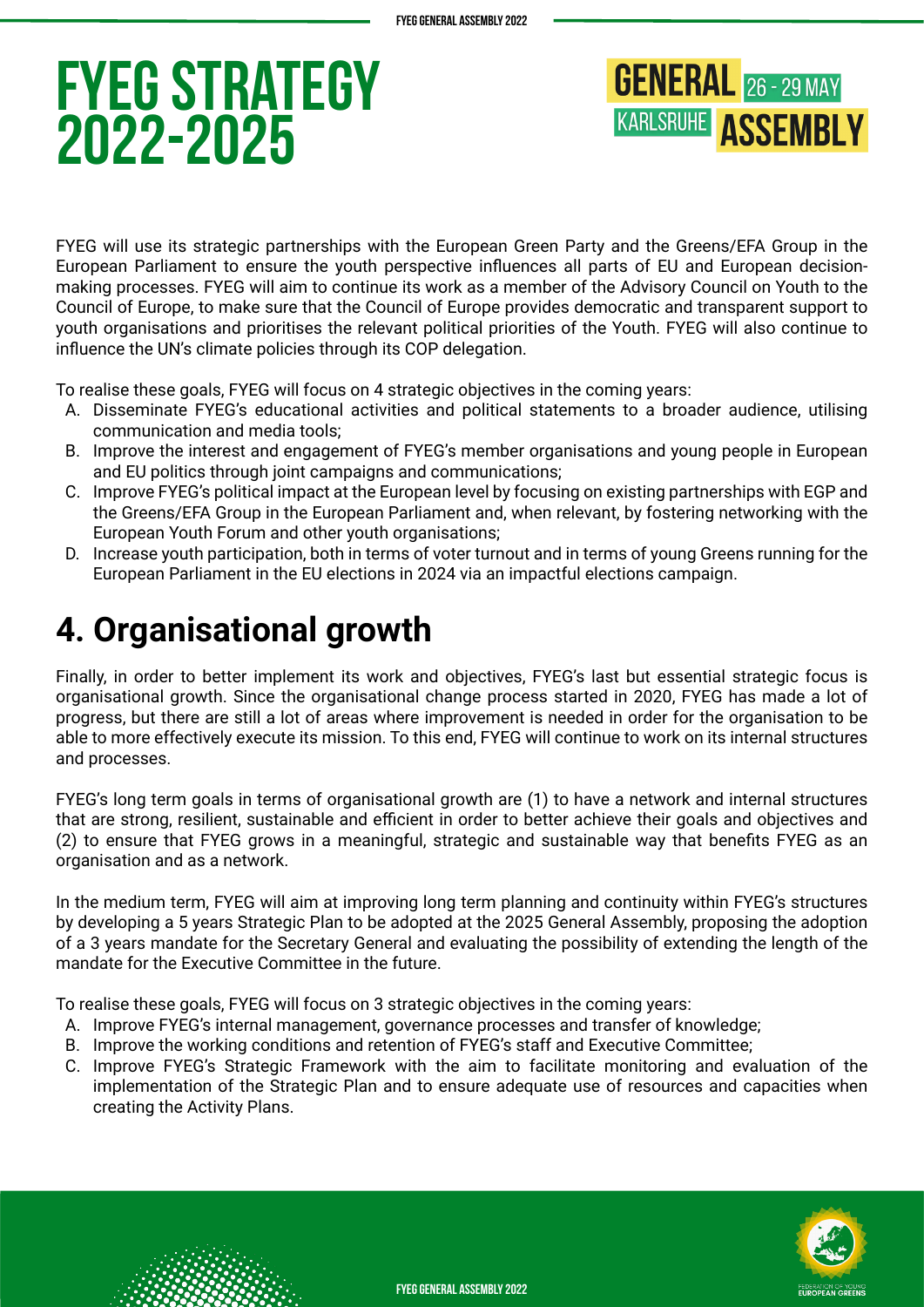# FYEG STRATEGY 2022-2025

GENERAL 26 - 29 MAY
KARLSRUHE ASSEMBLY

FYEG will use its strategic partnerships with the European Green Party and the Greens/EFA Group in the European Parliament to ensure the youth perspective influences all parts of EU and European decision-making processes. FYEG will aim to continue its work as a member of the Advisory Council on Youth to the Council of Europe, to make sure that the Council of Europe provides democratic and transparent support to youth organisations and prioritises the relevant political priorities of the Youth. FYEG will also continue to influence the UN's climate policies through its COP delegation.

To realise these goals, FYEG will focus on 4 strategic objectives in the coming years:

A. Disseminate FYEG's educational activities and political statements to a broader audience, utilising communication and media tools;
B. Improve the interest and engagement of FYEG's member organisations and young people in European and EU politics through joint campaigns and communications;
C. Improve FYEG's political impact at the European level by focusing on existing partnerships with EGP and the Greens/EFA Group in the European Parliament and, when relevant, by fostering networking with the European Youth Forum and other youth organisations;
D. Increase youth participation, both in terms of voter turnout and in terms of young Greens running for the European Parliament in the EU elections in 2024 via an impactful elections campaign.

## 4. Organisational growth

Finally, in order to better implement its work and objectives, FYEG's last but essential strategic focus is organisational growth. Since the organisational change process started in 2020, FYEG has made a lot of progress, but there are still a lot of areas where improvement is needed in order for the organisation to be able to more effectively execute its mission. To this end, FYEG will continue to work on its internal structures and processes.

FYEG's long term goals in terms of organisational growth are (1) to have a network and internal structures that are strong, resilient, sustainable and efficient in order to better achieve their goals and objectives and (2) to ensure that FYEG grows in a meaningful, strategic and sustainable way that benefits FYEG as an organisation and as a network.

In the medium term, FYEG will aim at improving long term planning and continuity within FYEG's structures by developing a 5 years Strategic Plan to be adopted at the 2025 General Assembly, proposing the adoption of a 3 years mandate for the Secretary General and evaluating the possibility of extending the length of the mandate for the Executive Committee in the future.

To realise these goals, FYEG will focus on 3 strategic objectives in the coming years:

A. Improve FYEG's internal management, governance processes and transfer of knowledge;
B. Improve the working conditions and retention of FYEG's staff and Executive Committee;
C. Improve FYEG's Strategic Framework with the aim to facilitate monitoring and evaluation of the implementation of the Strategic Plan and to ensure adequate use of resources and capacities when creating the Activity Plans.